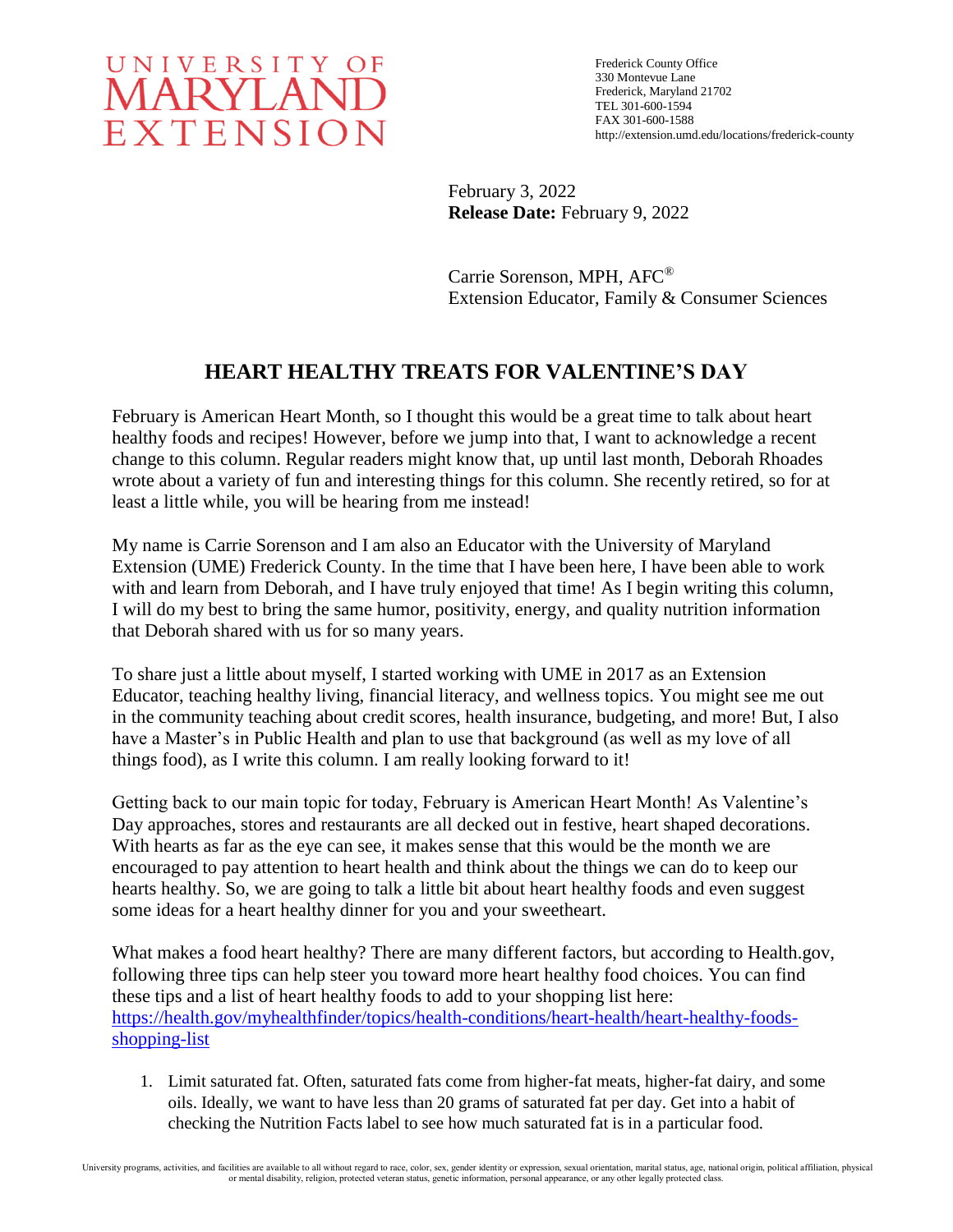UNIVERSITY OF MARYLAND EXTENSION

Frederick County Office
330 Montevue Lane
Frederick, Maryland 21702
TEL 301-600-1594
FAX 301-600-1588
http://extension.umd.edu/locations/frederick-county

February 3, 2022
**Release Date:** February 9, 2022

Carrie Sorenson, MPH, AFC®
Extension Educator, Family & Consumer Sciences

# HEART HEALTHY TREATS FOR VALENTINE'S DAY

February is American Heart Month, so I thought this would be a great time to talk about heart healthy foods and recipes! However, before we jump into that, I want to acknowledge a recent change to this column. Regular readers might know that, up until last month, Deborah Rhoades wrote about a variety of fun and interesting things for this column. She recently retired, so for at least a little while, you will be hearing from me instead!

My name is Carrie Sorenson and I am also an Educator with the University of Maryland Extension (UME) Frederick County. In the time that I have been here, I have been able to work with and learn from Deborah, and I have truly enjoyed that time! As I begin writing this column, I will do my best to bring the same humor, positivity, energy, and quality nutrition information that Deborah shared with us for so many years.

To share just a little about myself, I started working with UME in 2017 as an Extension Educator, teaching healthy living, financial literacy, and wellness topics. You might see me out in the community teaching about credit scores, health insurance, budgeting, and more! But, I also have a Master's in Public Health and plan to use that background (as well as my love of all things food), as I write this column. I am really looking forward to it!

Getting back to our main topic for today, February is American Heart Month! As Valentine's Day approaches, stores and restaurants are all decked out in festive, heart shaped decorations. With hearts as far as the eye can see, it makes sense that this would be the month we are encouraged to pay attention to heart health and think about the things we can do to keep our hearts healthy. So, we are going to talk a little bit about heart healthy foods and even suggest some ideas for a heart healthy dinner for you and your sweetheart.

What makes a food heart healthy? There are many different factors, but according to Health.gov, following three tips can help steer you toward more heart healthy food choices. You can find these tips and a list of heart healthy foods to add to your shopping list here: [https://health.gov/myhealthfinder/topics/health-conditions/heart-health/heart-healthy-foods-shopping-list](https://health.gov/myhealthfinder/topics/health-conditions/heart-health/heart-healthy-foods-shopping-list)

1. Limit saturated fat. Often, saturated fats come from higher-fat meats, higher-fat dairy, and some oils. Ideally, we want to have less than 20 grams of saturated fat per day. Get into a habit of checking the Nutrition Facts label to see how much saturated fat is in a particular food.

University programs, activities, and facilities are available to all without regard to race, color, sex, gender identity or expression, sexual orientation, marital status, age, national origin, political affiliation, physical or mental disability, religion, protected veteran status, genetic information, personal appearance, or any other legally protected class.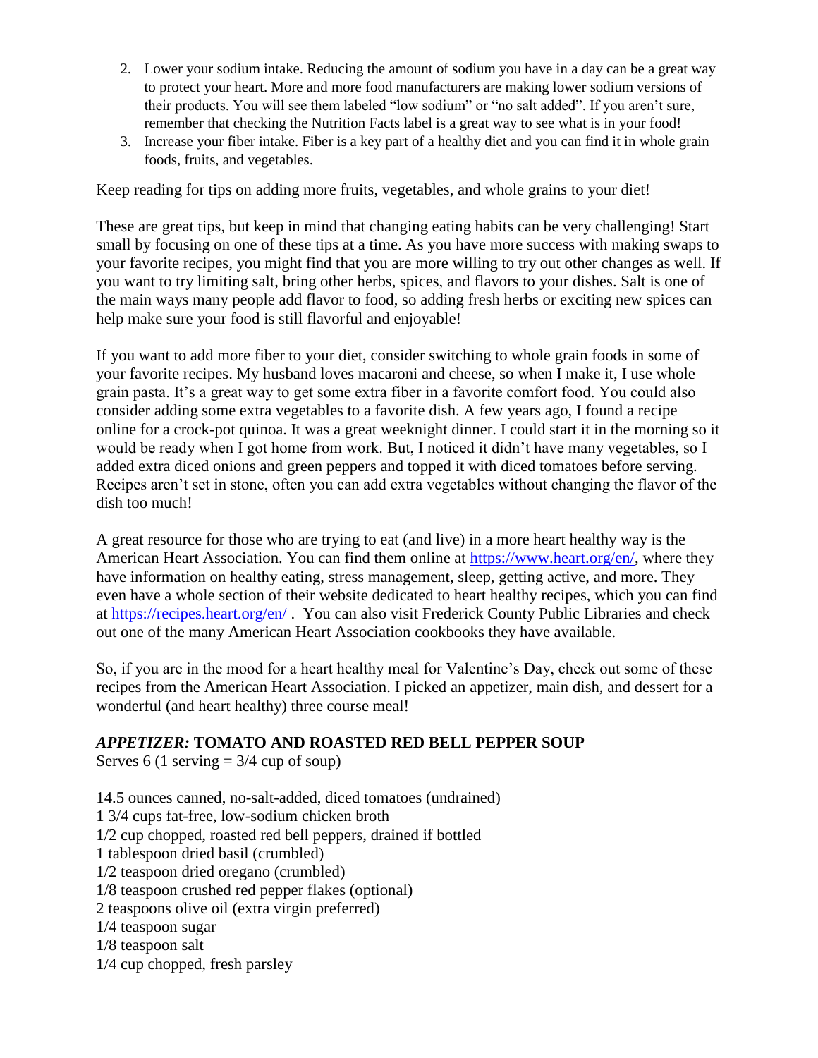2. Lower your sodium intake. Reducing the amount of sodium you have in a day can be a great way to protect your heart. More and more food manufacturers are making lower sodium versions of their products. You will see them labeled "low sodium" or "no salt added". If you aren't sure, remember that checking the Nutrition Facts label is a great way to see what is in your food!
3. Increase your fiber intake. Fiber is a key part of a healthy diet and you can find it in whole grain foods, fruits, and vegetables.

Keep reading for tips on adding more fruits, vegetables, and whole grains to your diet!

These are great tips, but keep in mind that changing eating habits can be very challenging! Start small by focusing on one of these tips at a time. As you have more success with making swaps to your favorite recipes, you might find that you are more willing to try out other changes as well. If you want to try limiting salt, bring other herbs, spices, and flavors to your dishes. Salt is one of the main ways many people add flavor to food, so adding fresh herbs or exciting new spices can help make sure your food is still flavorful and enjoyable!

If you want to add more fiber to your diet, consider switching to whole grain foods in some of your favorite recipes. My husband loves macaroni and cheese, so when I make it, I use whole grain pasta. It's a great way to get some extra fiber in a favorite comfort food. You could also consider adding some extra vegetables to a favorite dish. A few years ago, I found a recipe online for a crock-pot quinoa. It was a great weeknight dinner. I could start it in the morning so it would be ready when I got home from work. But, I noticed it didn't have many vegetables, so I added extra diced onions and green peppers and topped it with diced tomatoes before serving. Recipes aren't set in stone, often you can add extra vegetables without changing the flavor of the dish too much!

A great resource for those who are trying to eat (and live) in a more heart healthy way is the American Heart Association. You can find them online at https://www.heart.org/en/, where they have information on healthy eating, stress management, sleep, getting active, and more. They even have a whole section of their website dedicated to heart healthy recipes, which you can find at https://recipes.heart.org/en/ . You can also visit Frederick County Public Libraries and check out one of the many American Heart Association cookbooks they have available.

So, if you are in the mood for a heart healthy meal for Valentine's Day, check out some of these recipes from the American Heart Association. I picked an appetizer, main dish, and dessert for a wonderful (and heart healthy) three course meal!

### *APPETIZER:* TOMATO AND ROASTED RED BELL PEPPER SOUP

Serves 6 (1 serving = 3/4 cup of soup)

14.5 ounces canned, no-salt-added, diced tomatoes (undrained)
1 3/4 cups fat-free, low-sodium chicken broth
1/2 cup chopped, roasted red bell peppers, drained if bottled
1 tablespoon dried basil (crumbled)
1/2 teaspoon dried oregano (crumbled)
1/8 teaspoon crushed red pepper flakes (optional)
2 teaspoons olive oil (extra virgin preferred)
1/4 teaspoon sugar
1/8 teaspoon salt
1/4 cup chopped, fresh parsley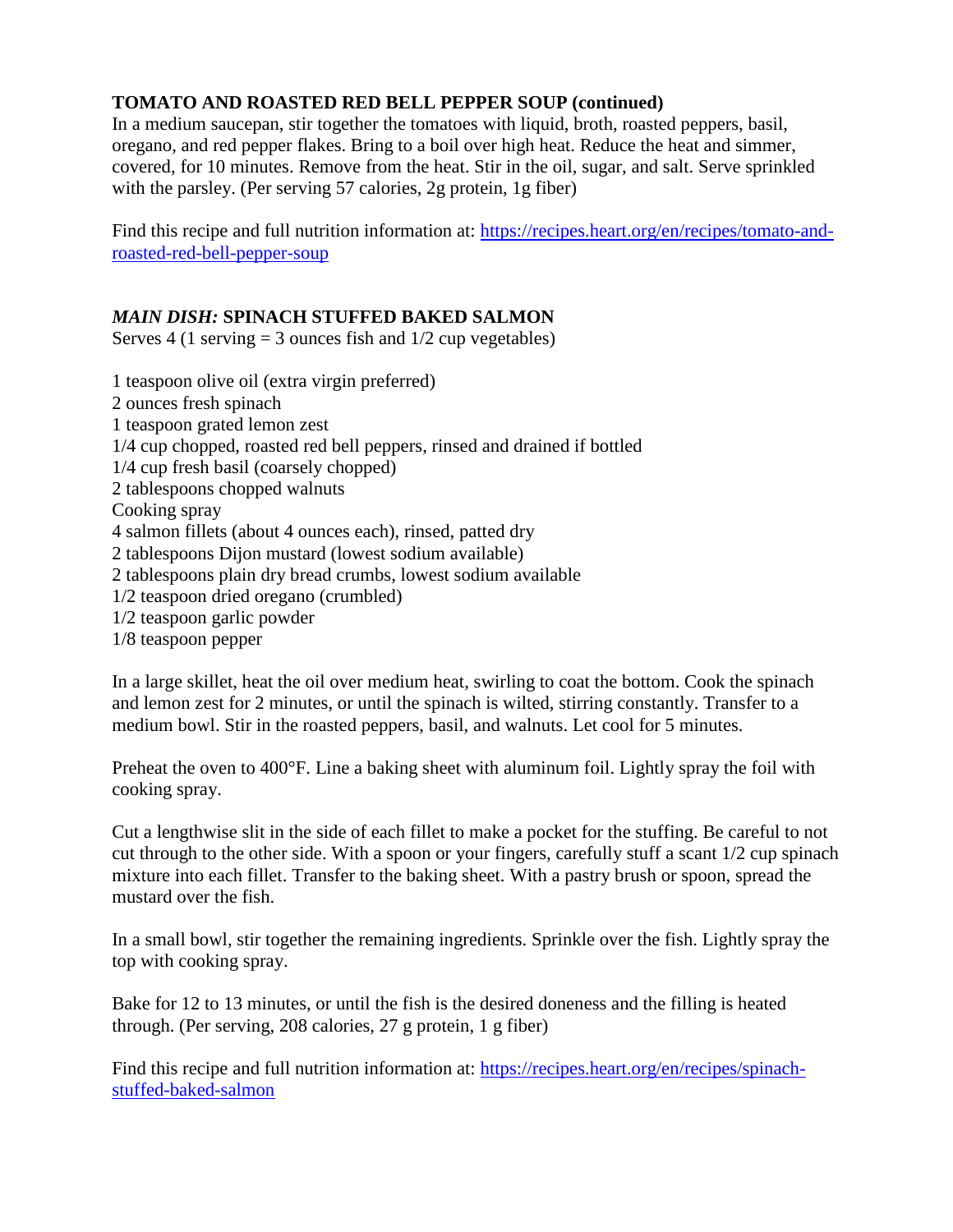**TOMATO AND ROASTED RED BELL PEPPER SOUP (continued)**

In a medium saucepan, stir together the tomatoes with liquid, broth, roasted peppers, basil, oregano, and red pepper flakes. Bring to a boil over high heat. Reduce the heat and simmer, covered, for 10 minutes. Remove from the heat. Stir in the oil, sugar, and salt. Serve sprinkled with the parsley. (Per serving 57 calories, 2g protein, 1g fiber)

Find this recipe and full nutrition information at: [https://recipes.heart.org/en/recipes/tomato-and-roasted-red-bell-pepper-soup](https://recipes.heart.org/en/recipes/tomato-and-roasted-red-bell-pepper-soup)

***MAIN DISH:*** **SPINACH STUFFED BAKED SALMON**

Serves 4 (1 serving = 3 ounces fish and 1/2 cup vegetables)

1 teaspoon olive oil (extra virgin preferred)
2 ounces fresh spinach
1 teaspoon grated lemon zest
1/4 cup chopped, roasted red bell peppers, rinsed and drained if bottled
1/4 cup fresh basil (coarsely chopped)
2 tablespoons chopped walnuts
Cooking spray
4 salmon fillets (about 4 ounces each), rinsed, patted dry
2 tablespoons Dijon mustard (lowest sodium available)
2 tablespoons plain dry bread crumbs, lowest sodium available
1/2 teaspoon dried oregano (crumbled)
1/2 teaspoon garlic powder
1/8 teaspoon pepper

In a large skillet, heat the oil over medium heat, swirling to coat the bottom. Cook the spinach and lemon zest for 2 minutes, or until the spinach is wilted, stirring constantly. Transfer to a medium bowl. Stir in the roasted peppers, basil, and walnuts. Let cool for 5 minutes.

Preheat the oven to 400°F. Line a baking sheet with aluminum foil. Lightly spray the foil with cooking spray.

Cut a lengthwise slit in the side of each fillet to make a pocket for the stuffing. Be careful to not cut through to the other side. With a spoon or your fingers, carefully stuff a scant 1/2 cup spinach mixture into each fillet. Transfer to the baking sheet. With a pastry brush or spoon, spread the mustard over the fish.

In a small bowl, stir together the remaining ingredients. Sprinkle over the fish. Lightly spray the top with cooking spray.

Bake for 12 to 13 minutes, or until the fish is the desired doneness and the filling is heated through. (Per serving, 208 calories, 27 g protein, 1 g fiber)

Find this recipe and full nutrition information at: [https://recipes.heart.org/en/recipes/spinach-stuffed-baked-salmon](https://recipes.heart.org/en/recipes/spinach-stuffed-baked-salmon)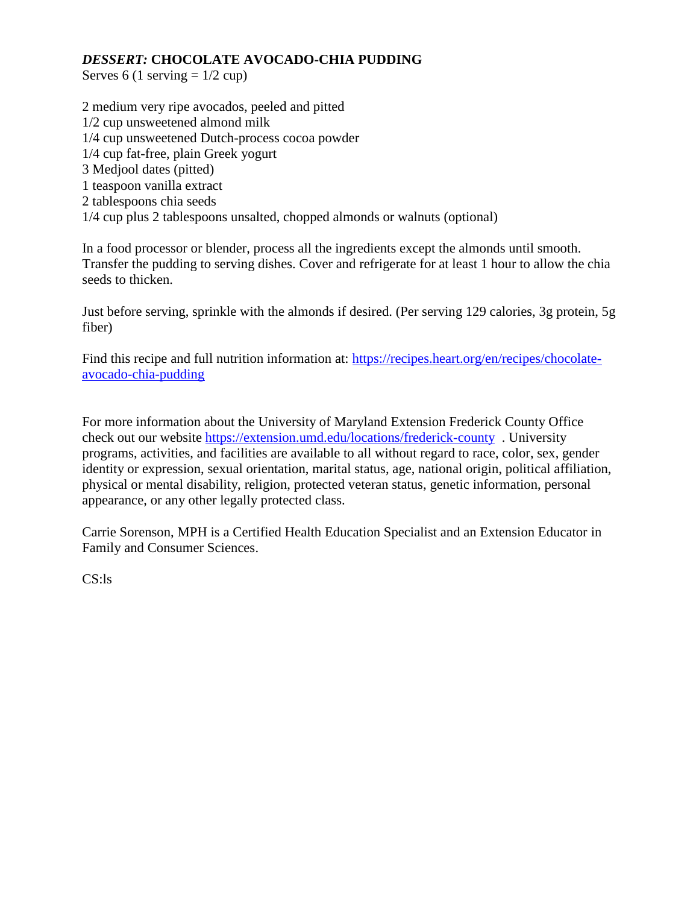***DESSERT:* CHOCOLATE AVOCADO-CHIA PUDDING**

Serves 6 (1 serving = 1/2 cup)

2 medium very ripe avocados, peeled and pitted
1/2 cup unsweetened almond milk
1/4 cup unsweetened Dutch-process cocoa powder
1/4 cup fat-free, plain Greek yogurt
3 Medjool dates (pitted)
1 teaspoon vanilla extract
2 tablespoons chia seeds
1/4 cup plus 2 tablespoons unsalted, chopped almonds or walnuts (optional)

In a food processor or blender, process all the ingredients except the almonds until smooth. Transfer the pudding to serving dishes. Cover and refrigerate for at least 1 hour to allow the chia seeds to thicken.

Just before serving, sprinkle with the almonds if desired. (Per serving 129 calories, 3g protein, 5g fiber)

Find this recipe and full nutrition information at: https://recipes.heart.org/en/recipes/chocolate-avocado-chia-pudding

For more information about the University of Maryland Extension Frederick County Office check out our website https://extension.umd.edu/locations/frederick-county . University programs, activities, and facilities are available to all without regard to race, color, sex, gender identity or expression, sexual orientation, marital status, age, national origin, political affiliation, physical or mental disability, religion, protected veteran status, genetic information, personal appearance, or any other legally protected class.

Carrie Sorenson, MPH is a Certified Health Education Specialist and an Extension Educator in Family and Consumer Sciences.

CS:ls